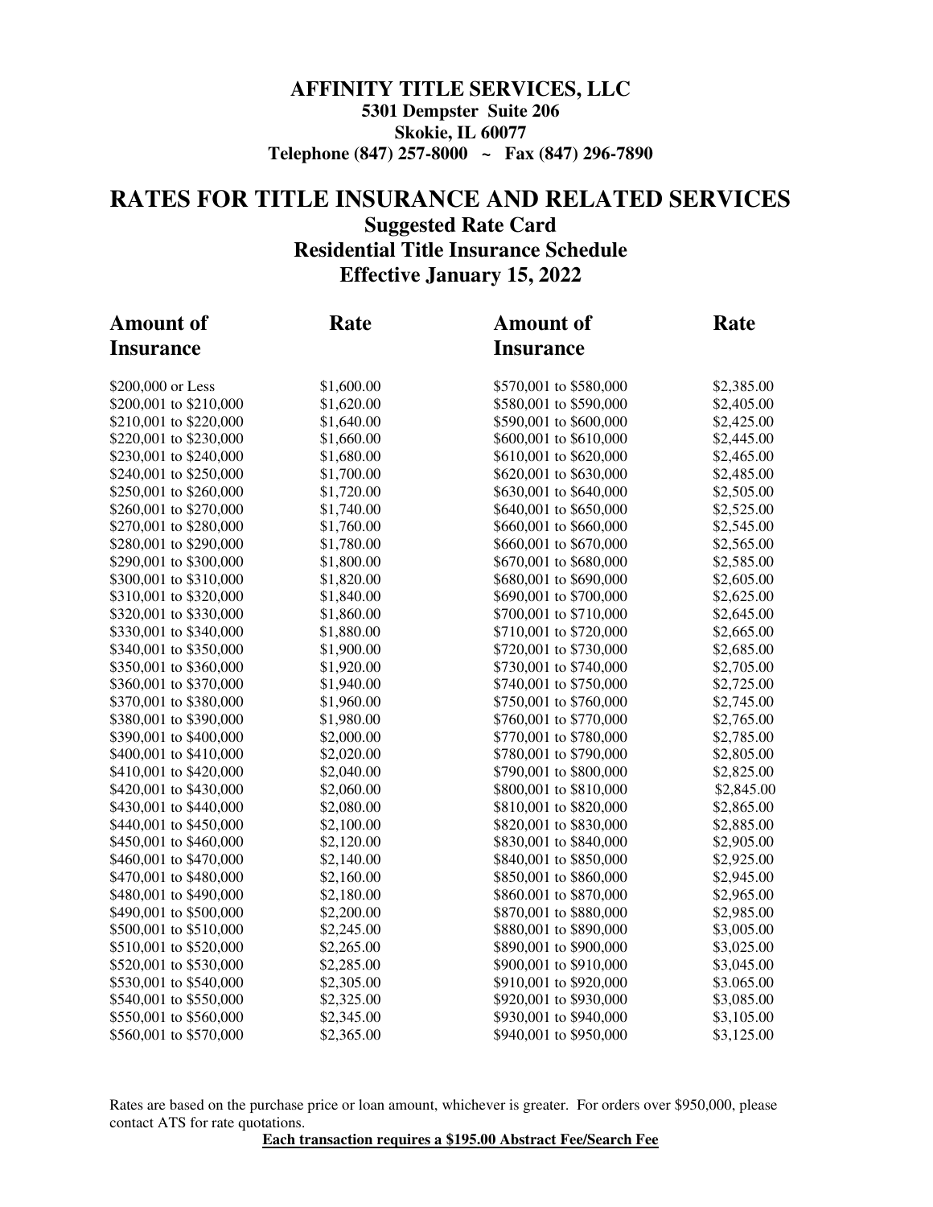**AFFINITY TITLE SERVICES, LLC**
**5301 Dempster Suite 206**
**Skokie, IL 60077**
**Telephone (847) 257-8000 ~ Fax (847) 296-7890**

# RATES FOR TITLE INSURANCE AND RELATED SERVICES

## Suggested Rate Card
## Residential Title Insurance Schedule
## Effective January 15, 2022

| Amount of Insurance | Rate | Amount of Insurance | Rate |
|---|---|---|---|
| $200,000 or Less | $1,600.00 | $570,001 to $580,000 | $2,385.00 |
| $200,001 to $210,000 | $1,620.00 | $580,001 to $590,000 | $2,405.00 |
| $210,001 to $220,000 | $1,640.00 | $590,001 to $600,000 | $2,425.00 |
| $220,001 to $230,000 | $1,660.00 | $600,001 to $610,000 | $2,445.00 |
| $230,001 to $240,000 | $1,680.00 | $610,001 to $620,000 | $2,465.00 |
| $240,001 to $250,000 | $1,700.00 | $620,001 to $630,000 | $2,485.00 |
| $250,001 to $260,000 | $1,720.00 | $630,001 to $640,000 | $2,505.00 |
| $260,001 to $270,000 | $1,740.00 | $640,001 to $650,000 | $2,525.00 |
| $270,001 to $280,000 | $1,760.00 | $660,001 to $660,000 | $2,545.00 |
| $280,001 to $290,000 | $1,780.00 | $660,001 to $670,000 | $2,565.00 |
| $290,001 to $300,000 | $1,800.00 | $670,001 to $680,000 | $2,585.00 |
| $300,001 to $310,000 | $1,820.00 | $680,001 to $690,000 | $2,605.00 |
| $310,001 to $320,000 | $1,840.00 | $690,001 to $700,000 | $2,625.00 |
| $320,001 to $330,000 | $1,860.00 | $700,001 to $710,000 | $2,645.00 |
| $330,001 to $340,000 | $1,880.00 | $710,001 to $720,000 | $2,665.00 |
| $340,001 to $350,000 | $1,900.00 | $720,001 to $730,000 | $2,685.00 |
| $350,001 to $360,000 | $1,920.00 | $730,001 to $740,000 | $2,705.00 |
| $360,001 to $370,000 | $1,940.00 | $740,001 to $750,000 | $2,725.00 |
| $370,001 to $380,000 | $1,960.00 | $750,001 to $760,000 | $2,745.00 |
| $380,001 to $390,000 | $1,980.00 | $760,001 to $770,000 | $2,765.00 |
| $390,001 to $400,000 | $2,000.00 | $770,001 to $780,000 | $2,785.00 |
| $400,001 to $410,000 | $2,020.00 | $780,001 to $790,000 | $2,805.00 |
| $410,001 to $420,000 | $2,040.00 | $790,001 to $800,000 | $2,825.00 |
| $420,001 to $430,000 | $2,060.00 | $800,001 to $810,000 | $2,845.00 |
| $430,001 to $440,000 | $2,080.00 | $810,001 to $820,000 | $2,865.00 |
| $440,001 to $450,000 | $2,100.00 | $820,001 to $830,000 | $2,885.00 |
| $450,001 to $460,000 | $2,120.00 | $830,001 to $840,000 | $2,905.00 |
| $460,001 to $470,000 | $2,140.00 | $840,001 to $850,000 | $2,925.00 |
| $470,001 to $480,000 | $2,160.00 | $850,001 to $860,000 | $2,945.00 |
| $480,001 to $490,000 | $2,180.00 | $860.001 to $870,000 | $2,965.00 |
| $490,001 to $500,000 | $2,200.00 | $870,001 to $880,000 | $2,985.00 |
| $500,001 to $510,000 | $2,245.00 | $880,001 to $890,000 | $3,005.00 |
| $510,001 to $520,000 | $2,265.00 | $890,001 to $900,000 | $3,025.00 |
| $520,001 to $530,000 | $2,285.00 | $900,001 to $910,000 | $3,045.00 |
| $530,001 to $540,000 | $2,305.00 | $910,001 to $920,000 | $3.065.00 |
| $540,001 to $550,000 | $2,325.00 | $920,001 to $930,000 | $3,085.00 |
| $550,001 to $560,000 | $2,345.00 | $930,001 to $940,000 | $3,105.00 |
| $560,001 to $570,000 | $2,365.00 | $940,001 to $950,000 | $3,125.00 |

Rates are based on the purchase price or loan amount, whichever is greater. For orders over $950,000, please contact ATS for rate quotations.

**Each transaction requires a $195.00 Abstract Fee/Search Fee**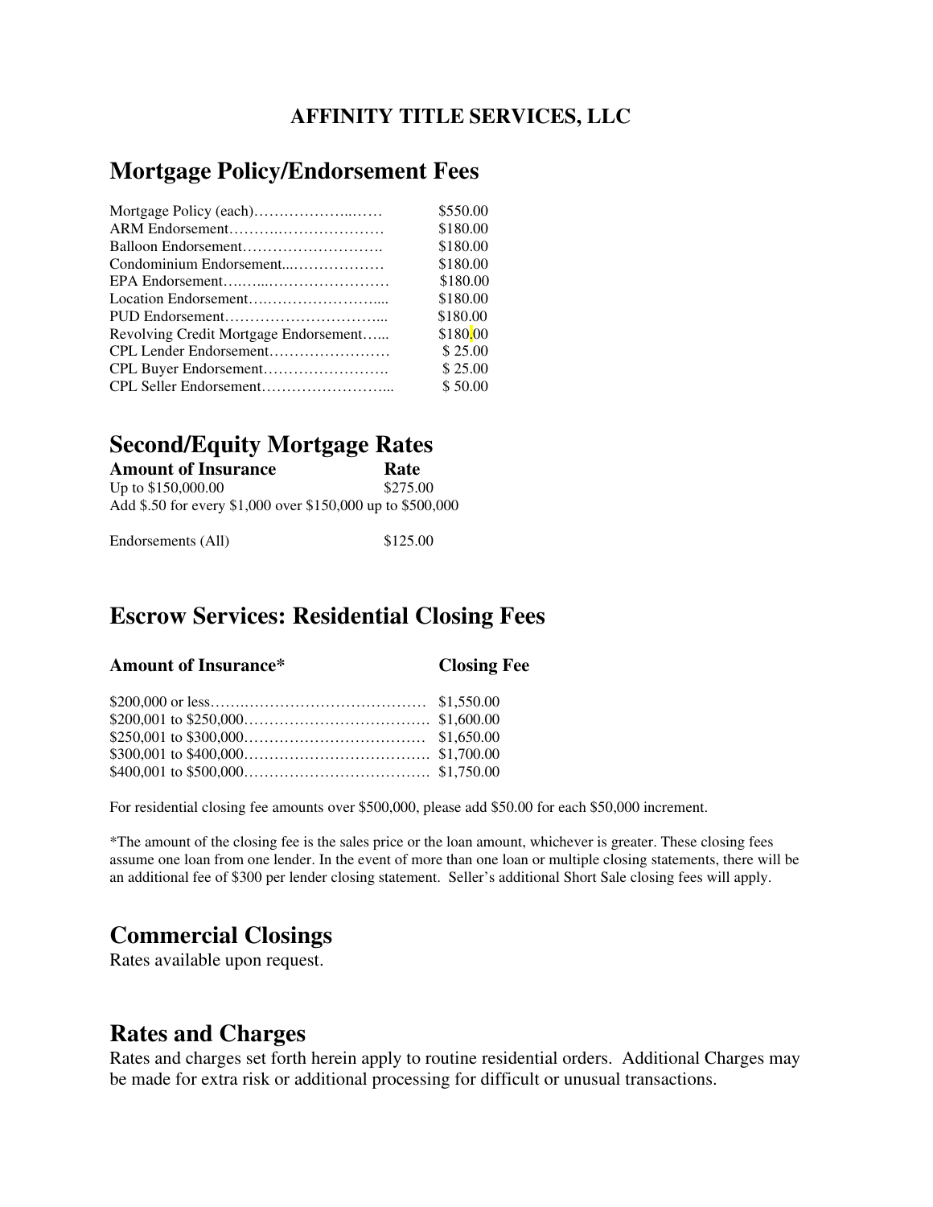**AFFINITY TITLE SERVICES, LLC**

# Mortgage Policy/Endorsement Fees

| | |
|---|---|
| Mortgage Policy (each)………………..…… | $550.00 |
| ARM Endorsement……….………………… | $180.00 |
| Balloon Endorsement………………………. | $180.00 |
| Condominium Endorsement...……………… | $180.00 |
| EPA Endorsement….…...…………………… | $180.00 |
| Location Endorsement….…………………..... | $180.00 |
| PUD Endorsement………………………….... | $180.00 |
| Revolving Credit Mortgage Endorsement…... | $180.00 |
| CPL Lender Endorsement…………………… | $ 25.00 |
| CPL Buyer Endorsement……………………. | $ 25.00 |
| CPL Seller Endorsement……………………... | $ 50.00 |

# Second/Equity Mortgage Rates

| **Amount of Insurance** | **Rate** |
|---|---|
| Up to $150,000.00 | $275.00 |

Add $.50 for every $1,000 over $150,000 up to $500,000

| | |
|---|---|
| Endorsements (All) | $125.00 |

# Escrow Services: Residential Closing Fees

| **Amount of Insurance*** | **Closing Fee** |
|---|---|
| $200,000 or less…….……………………………… | $1,550.00 |
| $200,001 to $250,000………………………………. | $1,600.00 |
| $250,001 to $300,000……………………………… | $1,650.00 |
| $300,001 to $400,000………………………………. | $1,700.00 |
| $400,001 to $500,000………………………………. | $1,750.00 |

For residential closing fee amounts over $500,000, please add $50.00 for each $50,000 increment.

*The amount of the closing fee is the sales price or the loan amount, whichever is greater. These closing fees assume one loan from one lender. In the event of more than one loan or multiple closing statements, there will be an additional fee of $300 per lender closing statement. Seller's additional Short Sale closing fees will apply.

# Commercial Closings

Rates available upon request.

# Rates and Charges

Rates and charges set forth herein apply to routine residential orders. Additional Charges may be made for extra risk or additional processing for difficult or unusual transactions.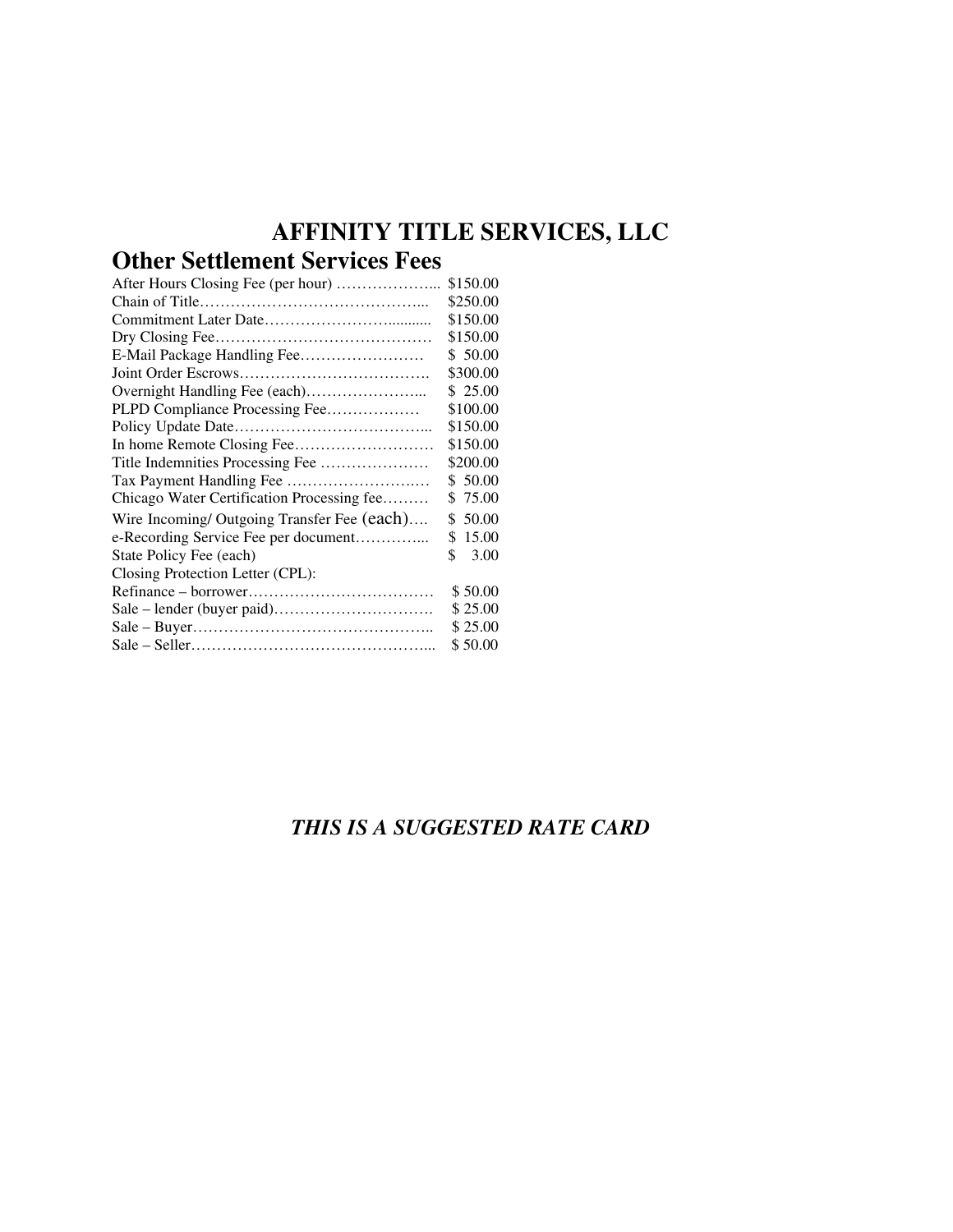# AFFINITY TITLE SERVICES, LLC

## Other Settlement Services Fees

| | |
|---|---|
| After Hours Closing Fee (per hour) | $150.00 |
| Chain of Title | $250.00 |
| Commitment Later Date | $150.00 |
| Dry Closing Fee | $150.00 |
| E-Mail Package Handling Fee | $ 50.00 |
| Joint Order Escrows | $300.00 |
| Overnight Handling Fee (each) | $ 25.00 |
| PLPD Compliance Processing Fee | $100.00 |
| Policy Update Date | $150.00 |
| In home Remote Closing Fee | $150.00 |
| Title Indemnities Processing Fee | $200.00 |
| Tax Payment Handling Fee | $ 50.00 |
| Chicago Water Certification Processing fee | $ 75.00 |
| Wire Incoming/ Outgoing Transfer Fee (each) | $ 50.00 |
| e-Recording Service Fee per document | $ 15.00 |
| State Policy Fee (each) | $ 3.00 |
| Closing Protection Letter (CPL): | |
| Refinance – borrower | $ 50.00 |
| Sale – lender (buyer paid) | $ 25.00 |
| Sale – Buyer | $ 25.00 |
| Sale – Seller | $ 50.00 |

***THIS IS A SUGGESTED RATE CARD***